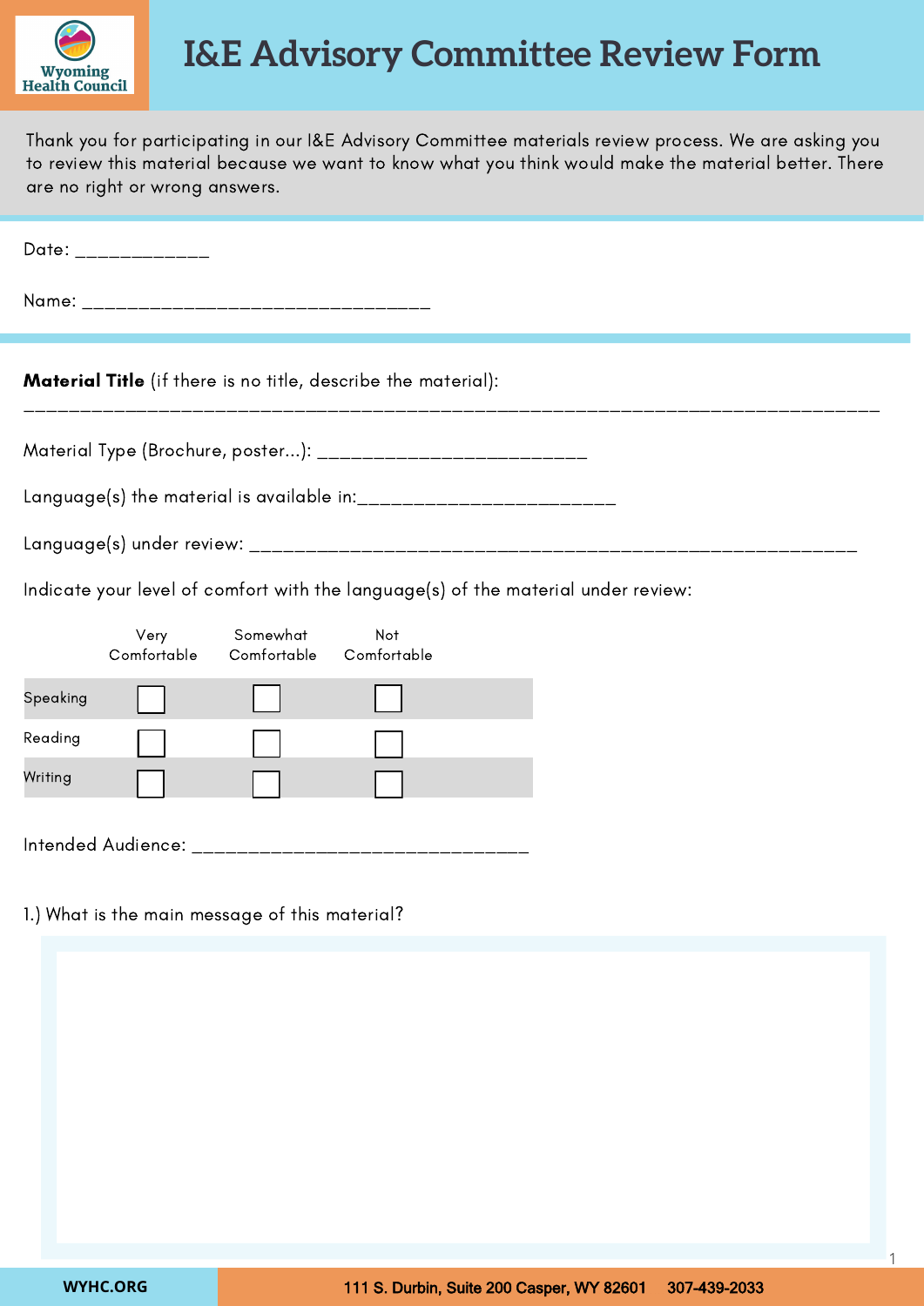# I&E Advisory Committee Review Form

Thank you for participating in our I&E Advisory Committee materials review process. We are asking you to review this material because we want to know what you think would make the material better. There are no right or wrong answers.

Date: ____________

Name: ________________________________

**Material Title** (if there is no title, describe the material):

______________________________________________________________________________

Material Type (Brochure, poster...): ________________________

Language(s) the material is available in:_______________________

Language(s) under review: ______________________________________________________

Indicate your level of comfort with the language(s) of the material under review:

| | Very Comfortable | Somewhat Comfortable | Not Comfortable |
|---|---|---|---|
| Speaking | ☐ | ☐ | ☐ |
| Reading | ☐ | ☐ | ☐ |
| Writing | ☐ | ☐ | ☐ |

Intended Audience: ______________________________

1.) What is the main message of this material?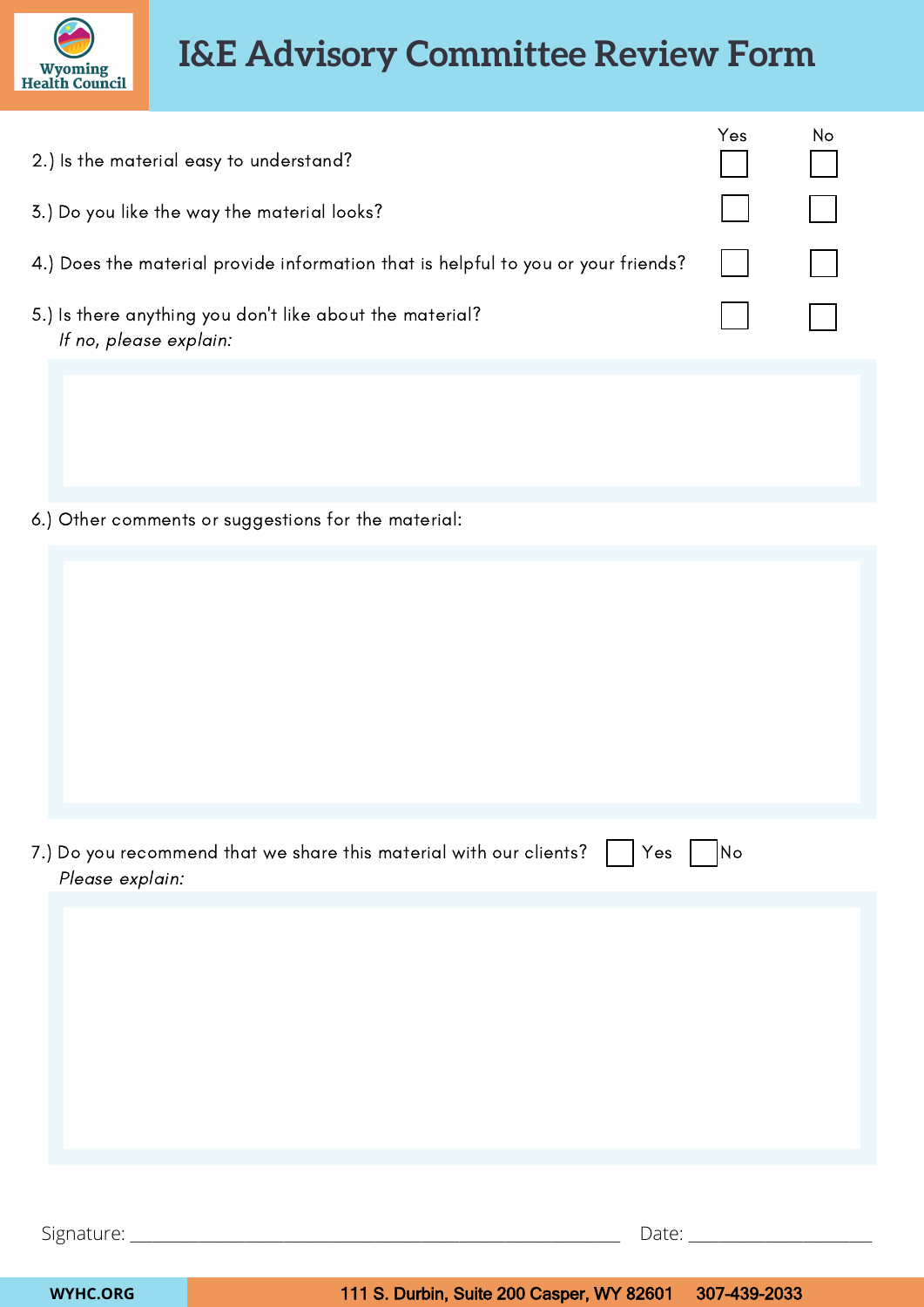# I&E Advisory Committee Review Form

| | Yes | No |
|---|---|---|
| 2.) Is the material easy to understand? | ☐ | ☐ |
| 3.) Do you like the way the material looks? | ☐ | ☐ |
| 4.) Does the material provide information that is helpful to you or your friends? | ☐ | ☐ |
| 5.) Is there anything you don't like about the material? | ☐ | ☐ |

*If no, please explain:*

6.) Other comments or suggestions for the material:

7.) Do you recommend that we share this material with our clients? ☐ Yes ☐ No

*Please explain:*

Signature: ______________________________ Date: ______________

WYHC.ORG

111 S. Durbin, Suite 200 Casper, WY 82601 307-439-2033